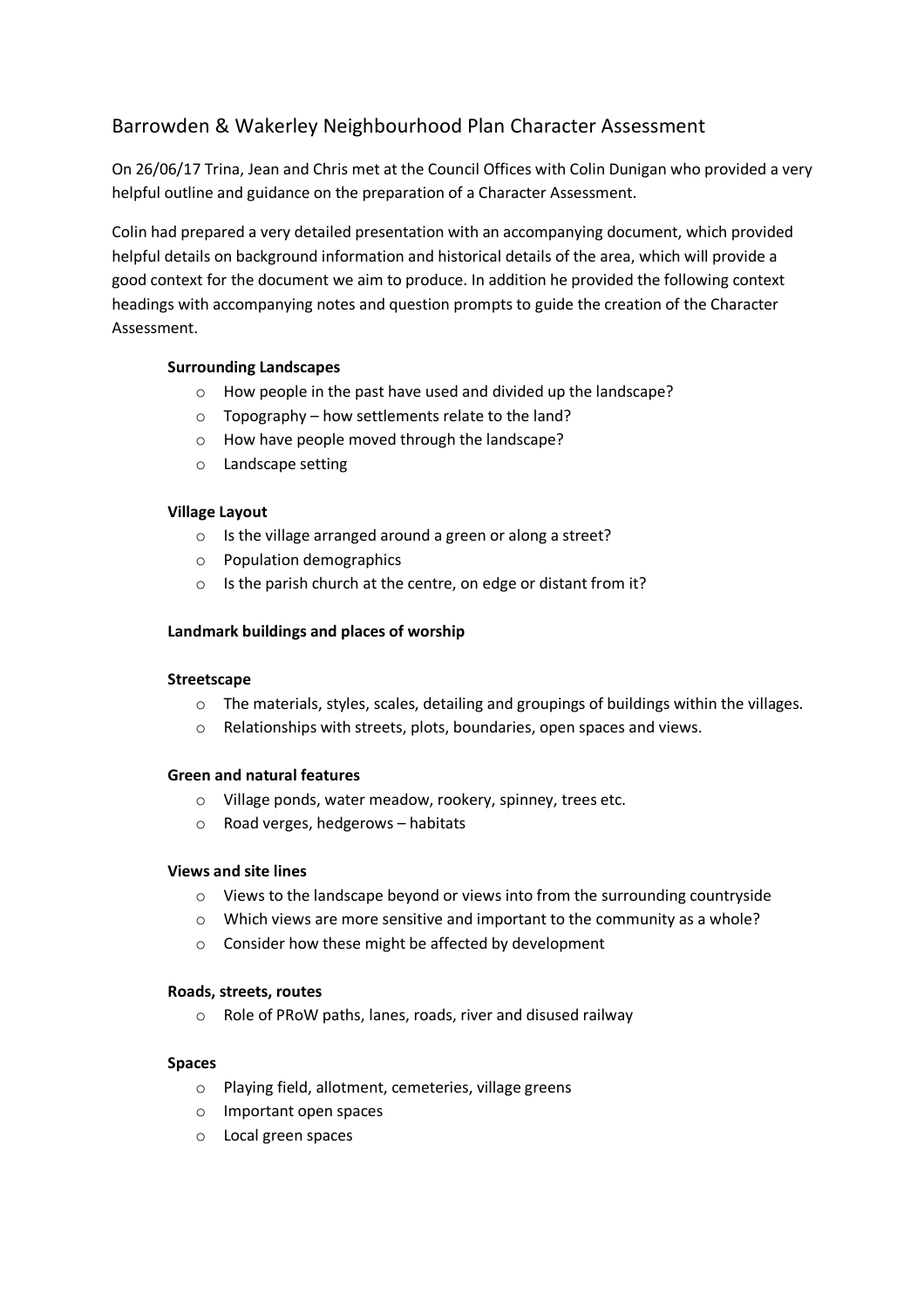# Barrowden & Wakerley Neighbourhood Plan Character Assessment

On 26/06/17 Trina, Jean and Chris met at the Council Offices with Colin Dunigan who provided a very helpful outline and guidance on the preparation of a Character Assessment.

Colin had prepared a very detailed presentation with an accompanying document, which provided helpful details on background information and historical details of the area, which will provide a good context for the document we aim to produce. In addition he provided the following context headings with accompanying notes and question prompts to guide the creation of the Character Assessment.

**Surrounding Landscapes**

- How people in the past have used and divided up the landscape?
- Topography – how settlements relate to the land?
- How have people moved through the landscape?
- Landscape setting

**Village Layout**

- Is the village arranged around a green or along a street?
- Population demographics
- Is the parish church at the centre, on edge or distant from it?

**Landmark buildings and places of worship**

**Streetscape**

- The materials, styles, scales, detailing and groupings of buildings within the villages.
- Relationships with streets, plots, boundaries, open spaces and views.

**Green and natural features**

- Village ponds, water meadow, rookery, spinney, trees etc.
- Road verges, hedgerows – habitats

**Views and site lines**

- Views to the landscape beyond or views into from the surrounding countryside
- Which views are more sensitive and important to the community as a whole?
- Consider how these might be affected by development

**Roads, streets, routes**

- Role of PRoW paths, lanes, roads, river and disused railway

**Spaces**

- Playing field, allotment, cemeteries, village greens
- Important open spaces
- Local green spaces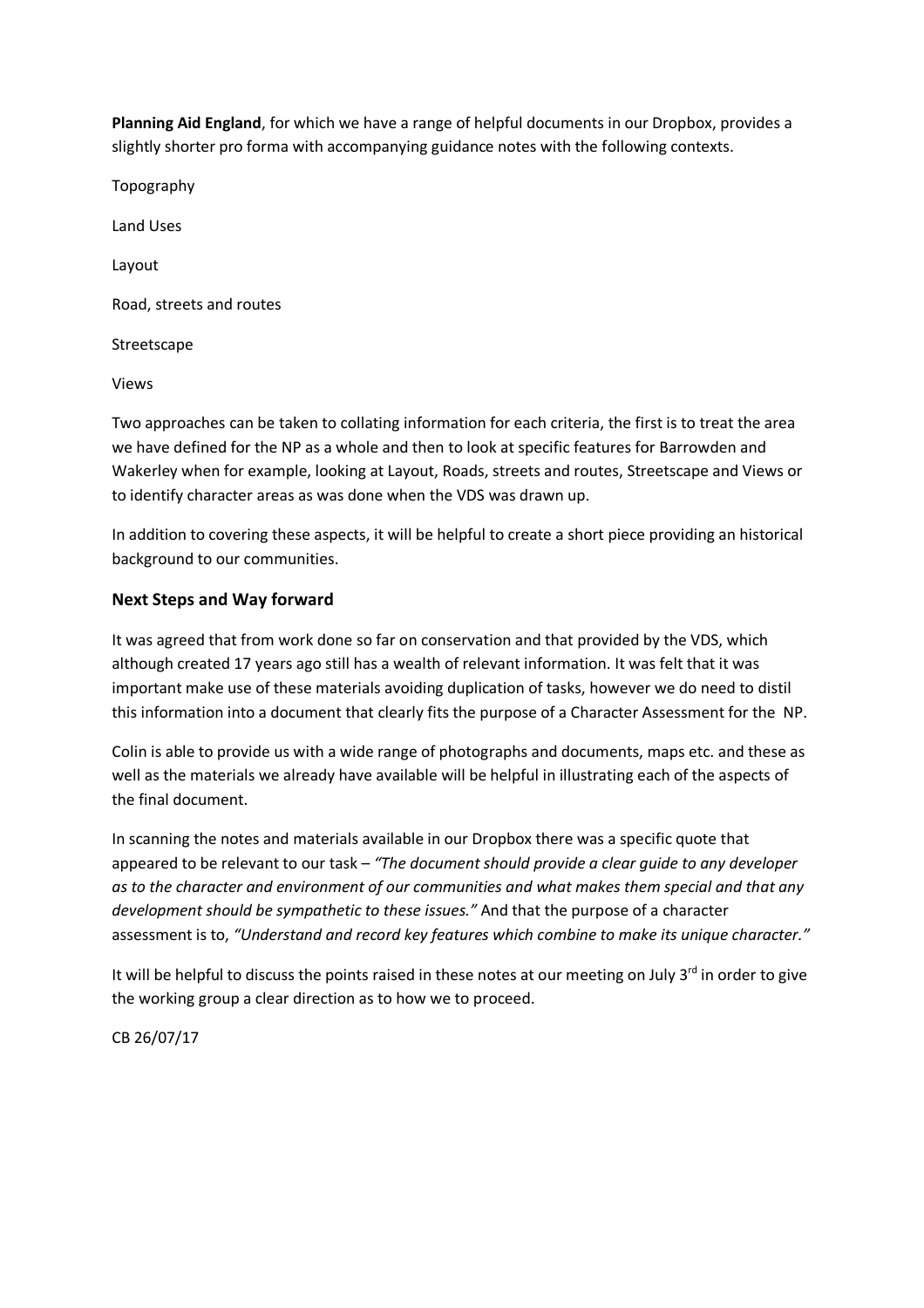**Planning Aid England**, for which we have a range of helpful documents in our Dropbox, provides a slightly shorter pro forma with accompanying guidance notes with the following contexts.

Topography

Land Uses

Layout

Road, streets and routes

Streetscape

Views

Two approaches can be taken to collating information for each criteria, the first is to treat the area we have defined for the NP as a whole and then to look at specific features for Barrowden and Wakerley when for example, looking at Layout, Roads, streets and routes, Streetscape and Views or to identify character areas as was done when the VDS was drawn up.

In addition to covering these aspects, it will be helpful to create a short piece providing an historical background to our communities.

## Next Steps and Way forward

It was agreed that from work done so far on conservation and that provided by the VDS, which although created 17 years ago still has a wealth of relevant information. It was felt that it was important make use of these materials avoiding duplication of tasks, however we do need to distil this information into a document that clearly fits the purpose of a Character Assessment for the NP.

Colin is able to provide us with a wide range of photographs and documents, maps etc. and these as well as the materials we already have available will be helpful in illustrating each of the aspects of the final document.

In scanning the notes and materials available in our Dropbox there was a specific quote that appeared to be relevant to our task – *"The document should provide a clear guide to any developer as to the character and environment of our communities and what makes them special and that any development should be sympathetic to these issues."* And that the purpose of a character assessment is to, *"Understand and record key features which combine to make its unique character."*

It will be helpful to discuss the points raised in these notes at our meeting on July 3rd in order to give the working group a clear direction as to how we to proceed.

CB 26/07/17